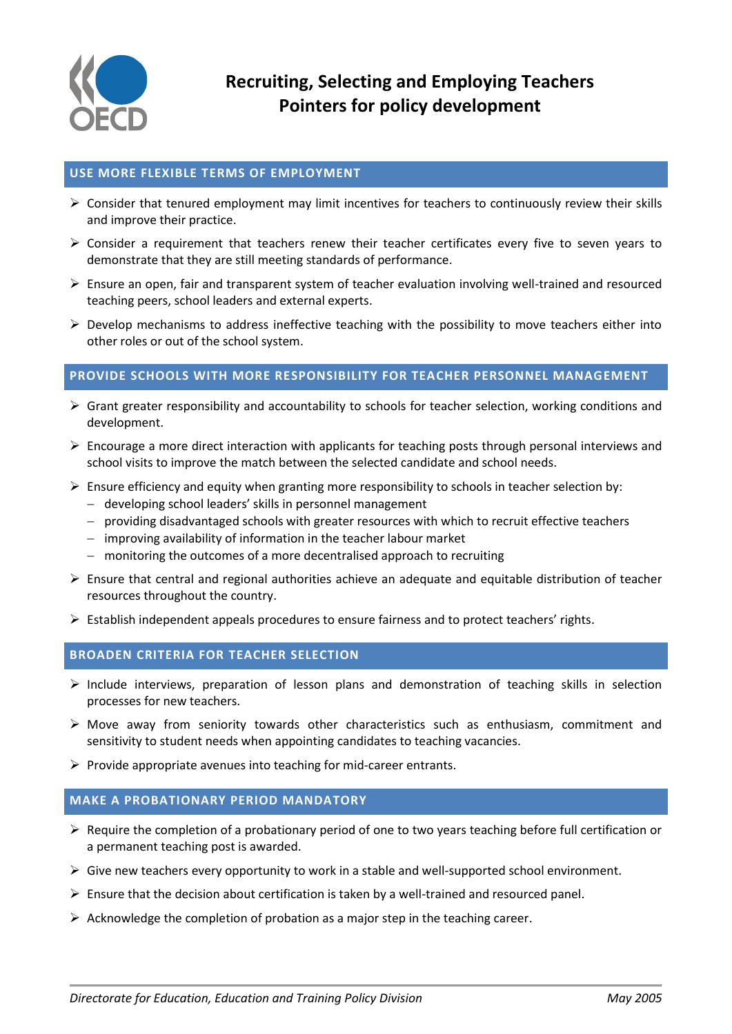# Recruiting, Selecting and Employing Teachers
## Pointers for policy development

### USE MORE FLEXIBLE TERMS OF EMPLOYMENT

- Consider that tenured employment may limit incentives for teachers to continuously review their skills and improve their practice.
- Consider a requirement that teachers renew their teacher certificates every five to seven years to demonstrate that they are still meeting standards of performance.
- Ensure an open, fair and transparent system of teacher evaluation involving well-trained and resourced teaching peers, school leaders and external experts.
- Develop mechanisms to address ineffective teaching with the possibility to move teachers either into other roles or out of the school system.

### PROVIDE SCHOOLS WITH MORE RESPONSIBILITY FOR TEACHER PERSONNEL MANAGEMENT

- Grant greater responsibility and accountability to schools for teacher selection, working conditions and development.
- Encourage a more direct interaction with applicants for teaching posts through personal interviews and school visits to improve the match between the selected candidate and school needs.
- Ensure efficiency and equity when granting more responsibility to schools in teacher selection by:
  - developing school leaders' skills in personnel management
  - providing disadvantaged schools with greater resources with which to recruit effective teachers
  - improving availability of information in the teacher labour market
  - monitoring the outcomes of a more decentralised approach to recruiting
- Ensure that central and regional authorities achieve an adequate and equitable distribution of teacher resources throughout the country.
- Establish independent appeals procedures to ensure fairness and to protect teachers' rights.

### BROADEN CRITERIA FOR TEACHER SELECTION

- Include interviews, preparation of lesson plans and demonstration of teaching skills in selection processes for new teachers.
- Move away from seniority towards other characteristics such as enthusiasm, commitment and sensitivity to student needs when appointing candidates to teaching vacancies.
- Provide appropriate avenues into teaching for mid-career entrants.

### MAKE A PROBATIONARY PERIOD MANDATORY

- Require the completion of a probationary period of one to two years teaching before full certification or a permanent teaching post is awarded.
- Give new teachers every opportunity to work in a stable and well-supported school environment.
- Ensure that the decision about certification is taken by a well-trained and resourced panel.
- Acknowledge the completion of probation as a major step in the teaching career.

*Directorate for Education, Education and Training Policy Division* — *May 2005*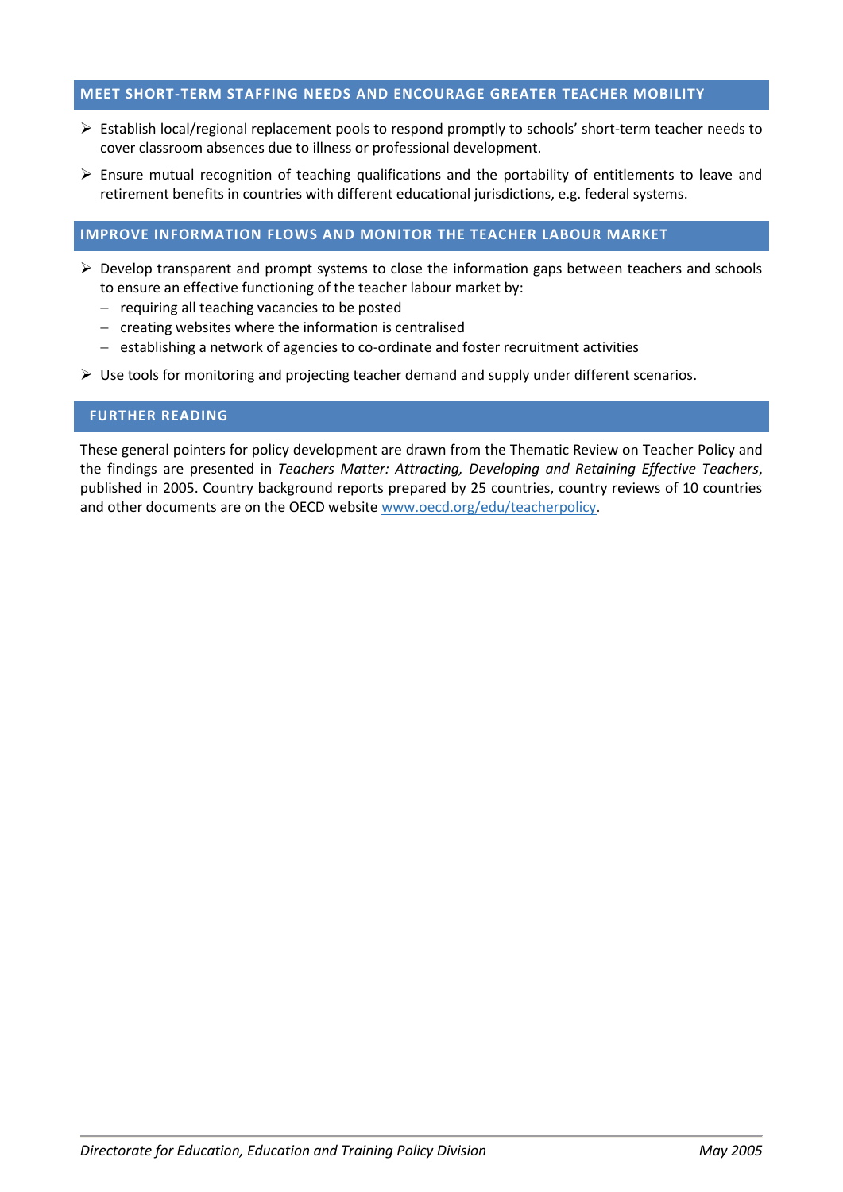## MEET SHORT-TERM STAFFING NEEDS AND ENCOURAGE GREATER TEACHER MOBILITY

- Establish local/regional replacement pools to respond promptly to schools' short-term teacher needs to cover classroom absences due to illness or professional development.
- Ensure mutual recognition of teaching qualifications and the portability of entitlements to leave and retirement benefits in countries with different educational jurisdictions, e.g. federal systems.

## IMPROVE INFORMATION FLOWS AND MONITOR THE TEACHER LABOUR MARKET

- Develop transparent and prompt systems to close the information gaps between teachers and schools to ensure an effective functioning of the teacher labour market by:
  - requiring all teaching vacancies to be posted
  - creating websites where the information is centralised
  - establishing a network of agencies to co-ordinate and foster recruitment activities
- Use tools for monitoring and projecting teacher demand and supply under different scenarios.

## FURTHER READING

These general pointers for policy development are drawn from the Thematic Review on Teacher Policy and the findings are presented in *Teachers Matter: Attracting, Developing and Retaining Effective Teachers*, published in 2005. Country background reports prepared by 25 countries, country reviews of 10 countries and other documents are on the OECD website [www.oecd.org/edu/teacherpolicy](www.oecd.org/edu/teacherpolicy).

*Directorate for Education, Education and Training Policy Division* *May 2005*